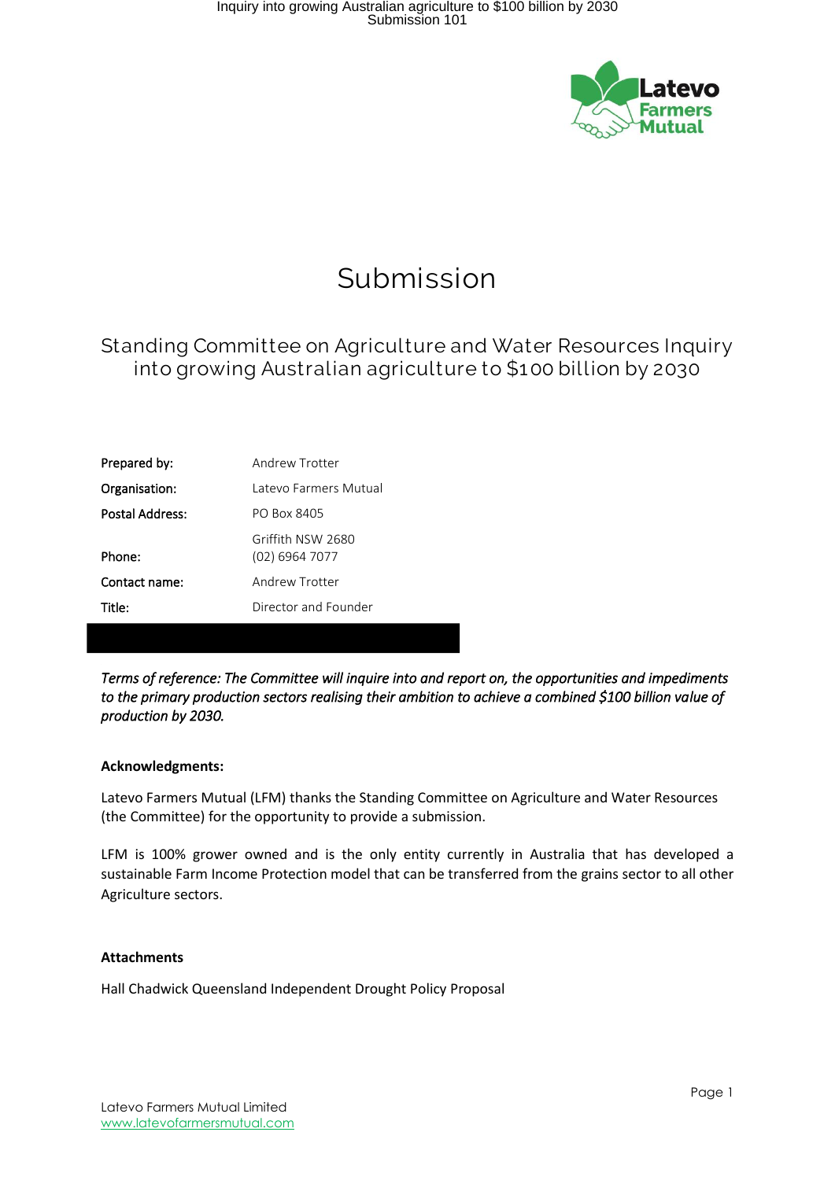# Submission

## Standing Committee on Agriculture and Water Resources Inquiry into growing Australian agriculture to $100 billion by 2030

| | |
|---|---|
| **Prepared by:** | Andrew Trotter |
| **Organisation:** | Latevo Farmers Mutual |
| **Postal Address:** | PO Box 8405 |
| | Griffith NSW 2680 |
| **Phone:** | (02) 6964 7077 |
| **Contact name:** | Andrew Trotter |
| **Title:** | Director and Founder |

***Terms of reference: The Committee will inquire into and report on, the opportunities and impediments to the primary production sectors realising their ambition to achieve a combined $100 billion value of production by 2030.***

**Acknowledgments:**

Latevo Farmers Mutual (LFM) thanks the Standing Committee on Agriculture and Water Resources (the Committee) for the opportunity to provide a submission.

LFM is 100% grower owned and is the only entity currently in Australia that has developed a sustainable Farm Income Protection model that can be transferred from the grains sector to all other Agriculture sectors.

**Attachments**

Hall Chadwick Queensland Independent Drought Policy Proposal

Latevo Farmers Mutual Limited
www.latevofarmersmutual.com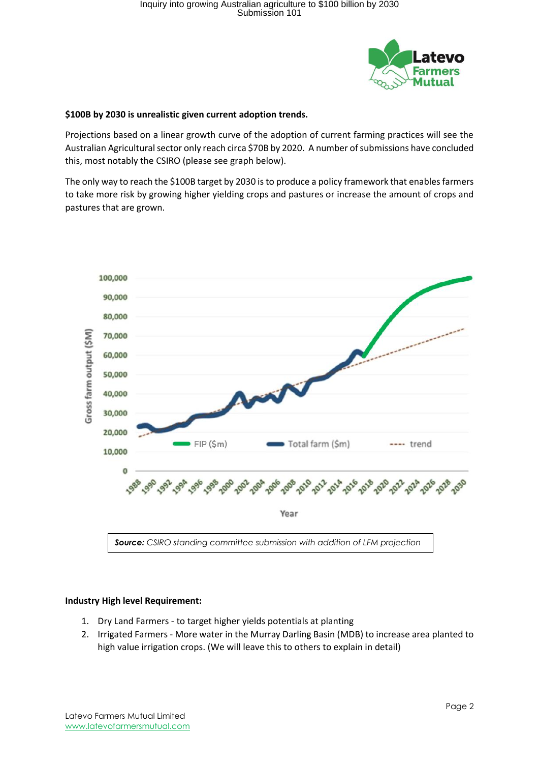**$100B by 2030 is unrealistic given current adoption trends.**

Projections based on a linear growth curve of the adoption of current farming practices will see the Australian Agricultural sector only reach circa $70B by 2020. A number of submissions have concluded this, most notably the CSIRO (please see graph below).

The only way to reach the $100B target by 2030 is to produce a policy framework that enables farmers to take more risk by growing higher yielding crops and pastures or increase the amount of crops and pastures that are grown.

**Source:** *CSIRO standing committee submission with addition of LFM projection*

**Industry High level Requirement:**

1. Dry Land Farmers - to target higher yields potentials at planting
2. Irrigated Farmers - More water in the Murray Darling Basin (MDB) to increase area planted to high value irrigation crops. (We will leave this to others to explain in detail)

Latevo Farmers Mutual Limited
www.latevofarmersmutual.com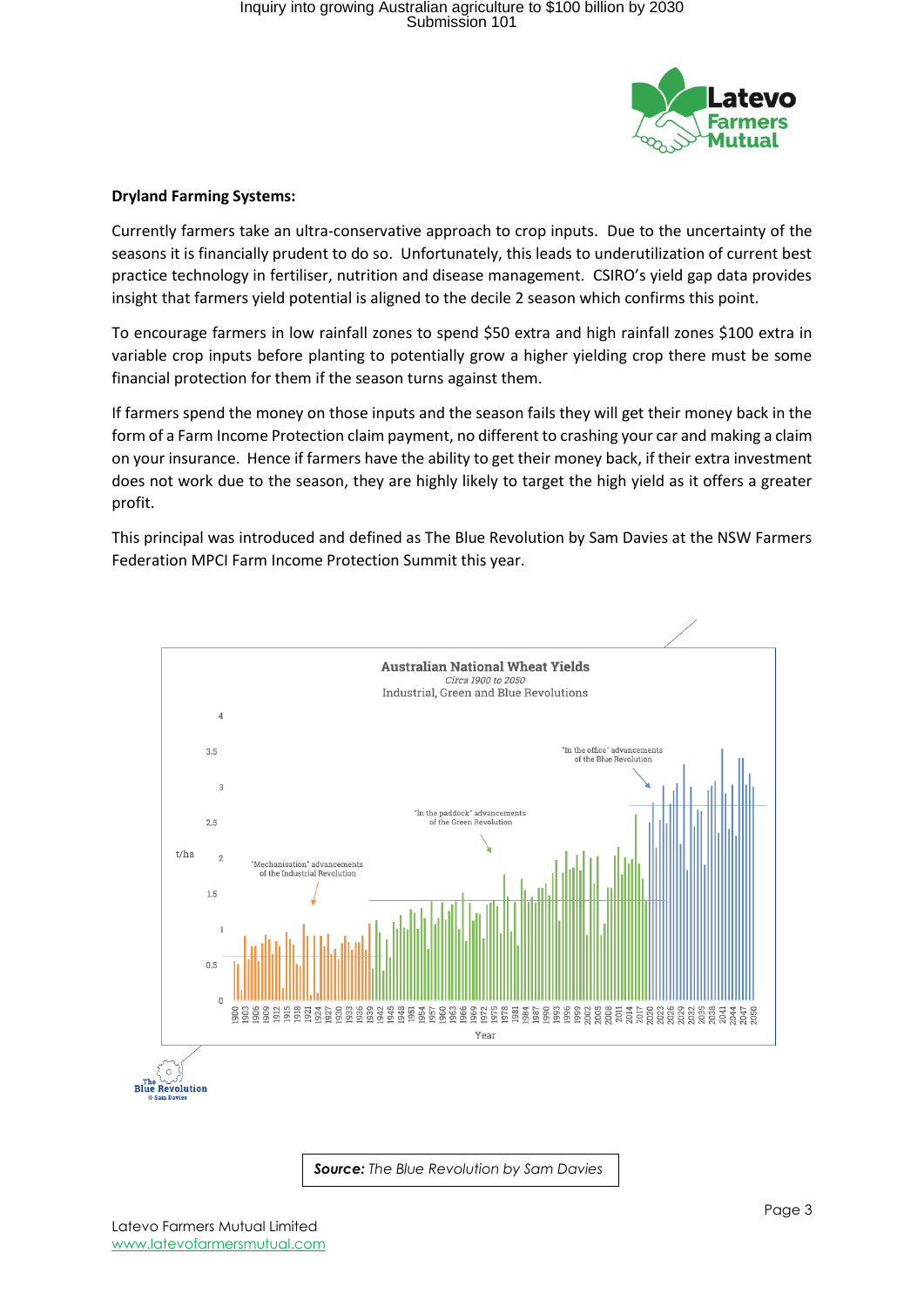**Dryland Farming Systems:**

Currently farmers take an ultra-conservative approach to crop inputs. Due to the uncertainty of the seasons it is financially prudent to do so. Unfortunately, this leads to underutilization of current best practice technology in fertiliser, nutrition and disease management. CSIRO's yield gap data provides insight that farmers yield potential is aligned to the decile 2 season which confirms this point.

To encourage farmers in low rainfall zones to spend $50 extra and high rainfall zones $100 extra in variable crop inputs before planting to potentially grow a higher yielding crop there must be some financial protection for them if the season turns against them.

If farmers spend the money on those inputs and the season fails they will get their money back in the form of a Farm Income Protection claim payment, no different to crashing your car and making a claim on your insurance. Hence if farmers have the ability to get their money back, if their extra investment does not work due to the season, they are highly likely to target the high yield as it offers a greater profit.

This principal was introduced and defined as The Blue Revolution by Sam Davies at the NSW Farmers Federation MPCI Farm Income Protection Summit this year.

**Australian National Wheat Yields**
*Circa 1900 to 2050*
Industrial, Green and Blue Revolutions

**Source:** *The Blue Revolution by Sam Davies*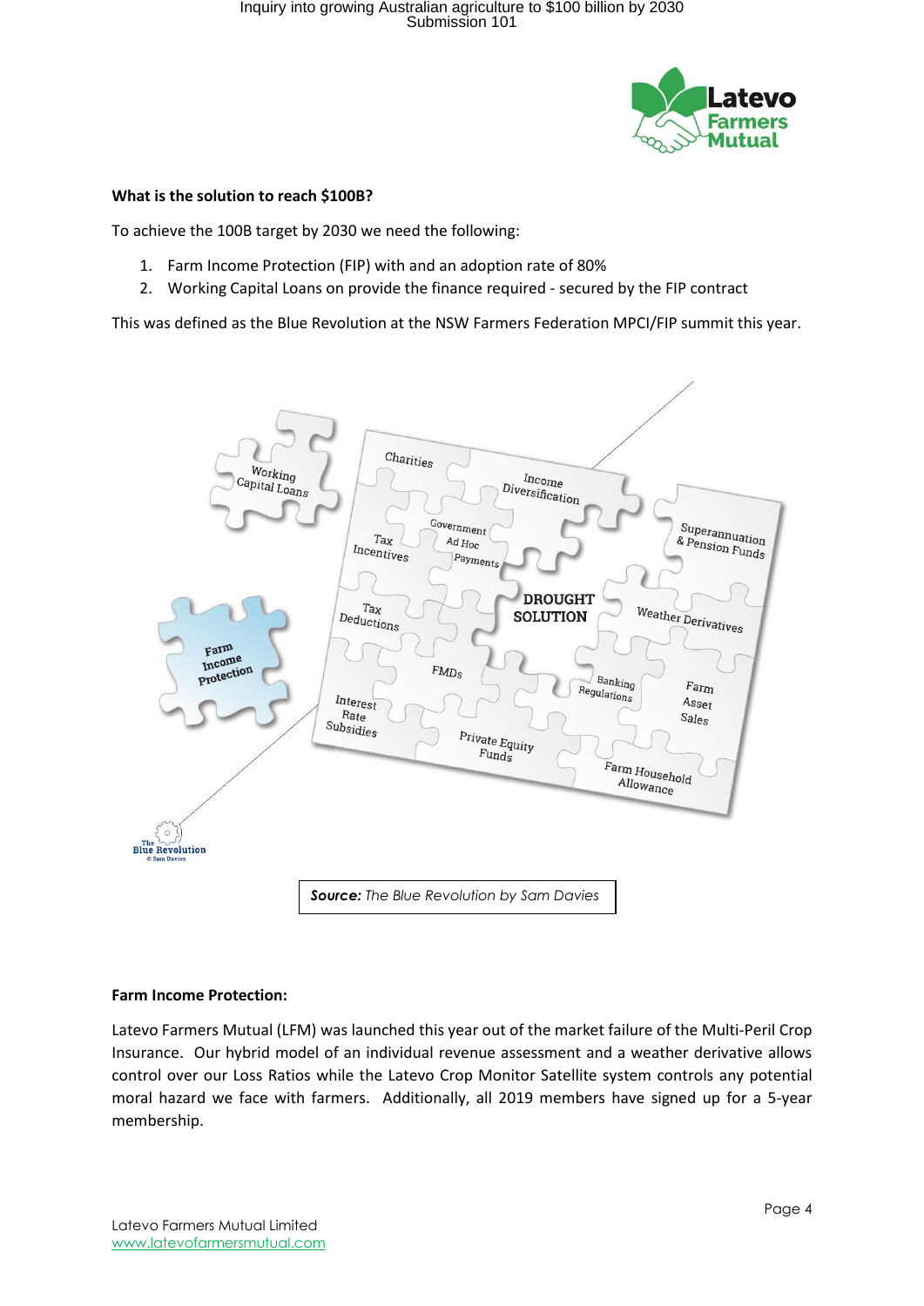**What is the solution to reach $100B?**

To achieve the 100B target by 2030 we need the following:

1. Farm Income Protection (FIP) with and an adoption rate of 80%
2. Working Capital Loans on provide the finance required - secured by the FIP contract

This was defined as the Blue Revolution at the NSW Farmers Federation MPCI/FIP summit this year.

**Source:** *The Blue Revolution by Sam Davies*

**Farm Income Protection:**

Latevo Farmers Mutual (LFM) was launched this year out of the market failure of the Multi-Peril Crop Insurance. Our hybrid model of an individual revenue assessment and a weather derivative allows control over our Loss Ratios while the Latevo Crop Monitor Satellite system controls any potential moral hazard we face with farmers. Additionally, all 2019 members have signed up for a 5-year membership.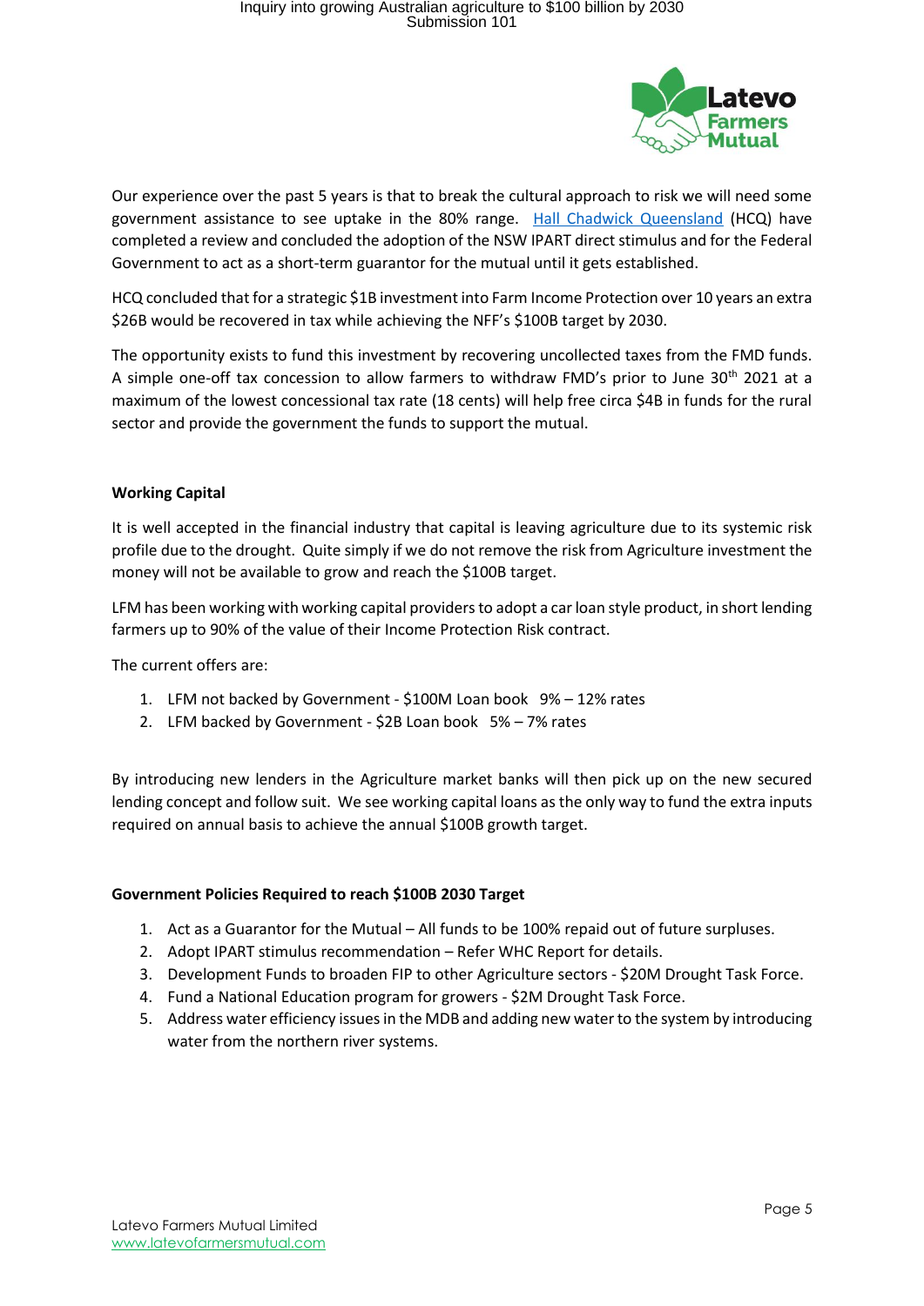Our experience over the past 5 years is that to break the cultural approach to risk we will need some government assistance to see uptake in the 80% range. [Hall Chadwick Queensland](#) (HCQ) have completed a review and concluded the adoption of the NSW IPART direct stimulus and for the Federal Government to act as a short-term guarantor for the mutual until it gets established.

HCQ concluded that for a strategic $1B investment into Farm Income Protection over 10 years an extra $26B would be recovered in tax while achieving the NFF's $100B target by 2030.

The opportunity exists to fund this investment by recovering uncollected taxes from the FMD funds. A simple one-off tax concession to allow farmers to withdraw FMD's prior to June 30th 2021 at a maximum of the lowest concessional tax rate (18 cents) will help free circa $4B in funds for the rural sector and provide the government the funds to support the mutual.

**Working Capital**

It is well accepted in the financial industry that capital is leaving agriculture due to its systemic risk profile due to the drought. Quite simply if we do not remove the risk from Agriculture investment the money will not be available to grow and reach the $100B target.

LFM has been working with working capital providers to adopt a car loan style product, in short lending farmers up to 90% of the value of their Income Protection Risk contract.

The current offers are:

1. LFM not backed by Government - $100M Loan book 9% – 12% rates
2. LFM backed by Government - $2B Loan book 5% – 7% rates

By introducing new lenders in the Agriculture market banks will then pick up on the new secured lending concept and follow suit. We see working capital loans as the only way to fund the extra inputs required on annual basis to achieve the annual $100B growth target.

**Government Policies Required to reach $100B 2030 Target**

1. Act as a Guarantor for the Mutual – All funds to be 100% repaid out of future surpluses.
2. Adopt IPART stimulus recommendation – Refer WHC Report for details.
3. Development Funds to broaden FIP to other Agriculture sectors - $20M Drought Task Force.
4. Fund a National Education program for growers - $2M Drought Task Force.
5. Address water efficiency issues in the MDB and adding new water to the system by introducing water from the northern river systems.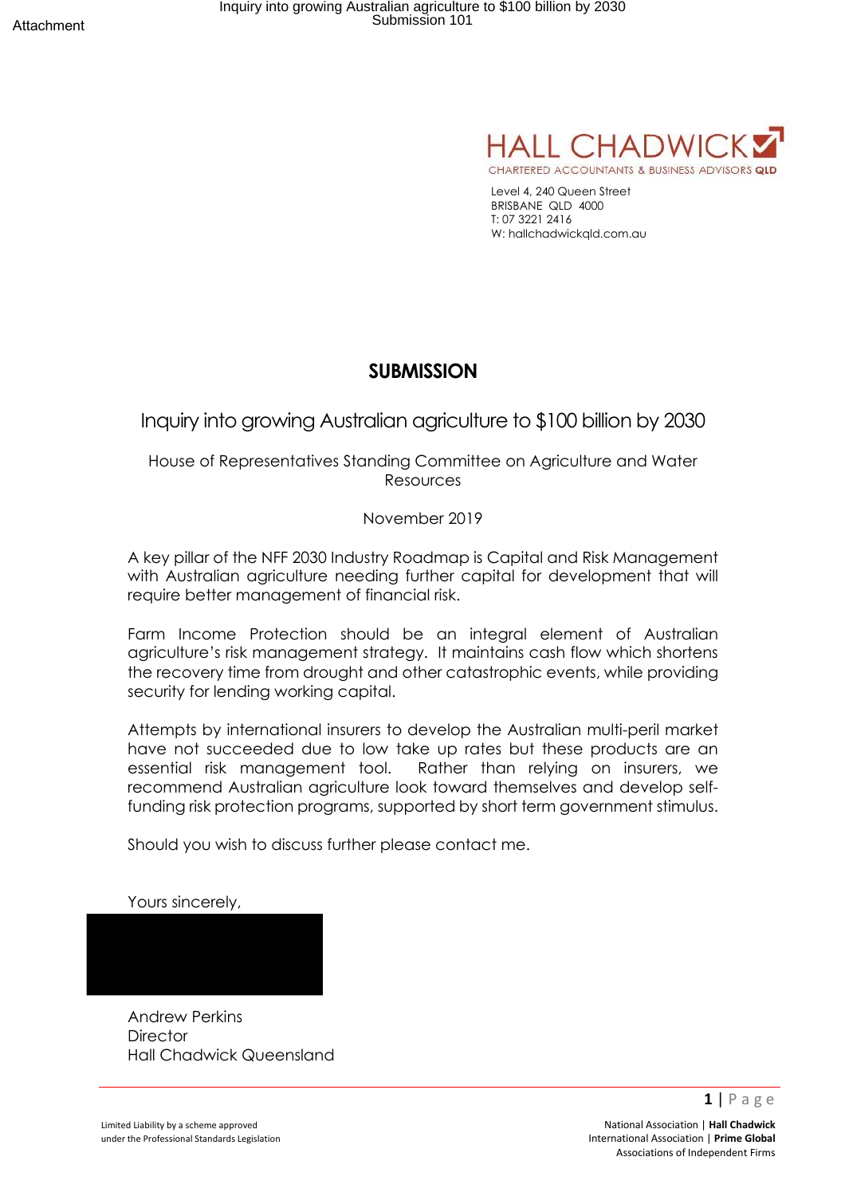Attachment

HALL CHADWICK
CHARTERED ACCOUNTANTS & BUSINESS ADVISORS QLD

Level 4, 240 Queen Street
BRISBANE QLD 4000
T: 07 3221 2416
W: hallchadwickqld.com.au

# SUBMISSION

## Inquiry into growing Australian agriculture to $100 billion by 2030

House of Representatives Standing Committee on Agriculture and Water Resources

November 2019

A key pillar of the NFF 2030 Industry Roadmap is Capital and Risk Management with Australian agriculture needing further capital for development that will require better management of financial risk.

Farm Income Protection should be an integral element of Australian agriculture's risk management strategy. It maintains cash flow which shortens the recovery time from drought and other catastrophic events, while providing security for lending working capital.

Attempts by international insurers to develop the Australian multi-peril market have not succeeded due to low take up rates but these products are an essential risk management tool. Rather than relying on insurers, we recommend Australian agriculture look toward themselves and develop self-funding risk protection programs, supported by short term government stimulus.

Should you wish to discuss further please contact me.

Yours sincerely,

Andrew Perkins
Director
Hall Chadwick Queensland

Limited Liability by a scheme approved under the Professional Standards Legislation

National Association | **Hall Chadwick**
International Association | **Prime Global**
Associations of Independent Firms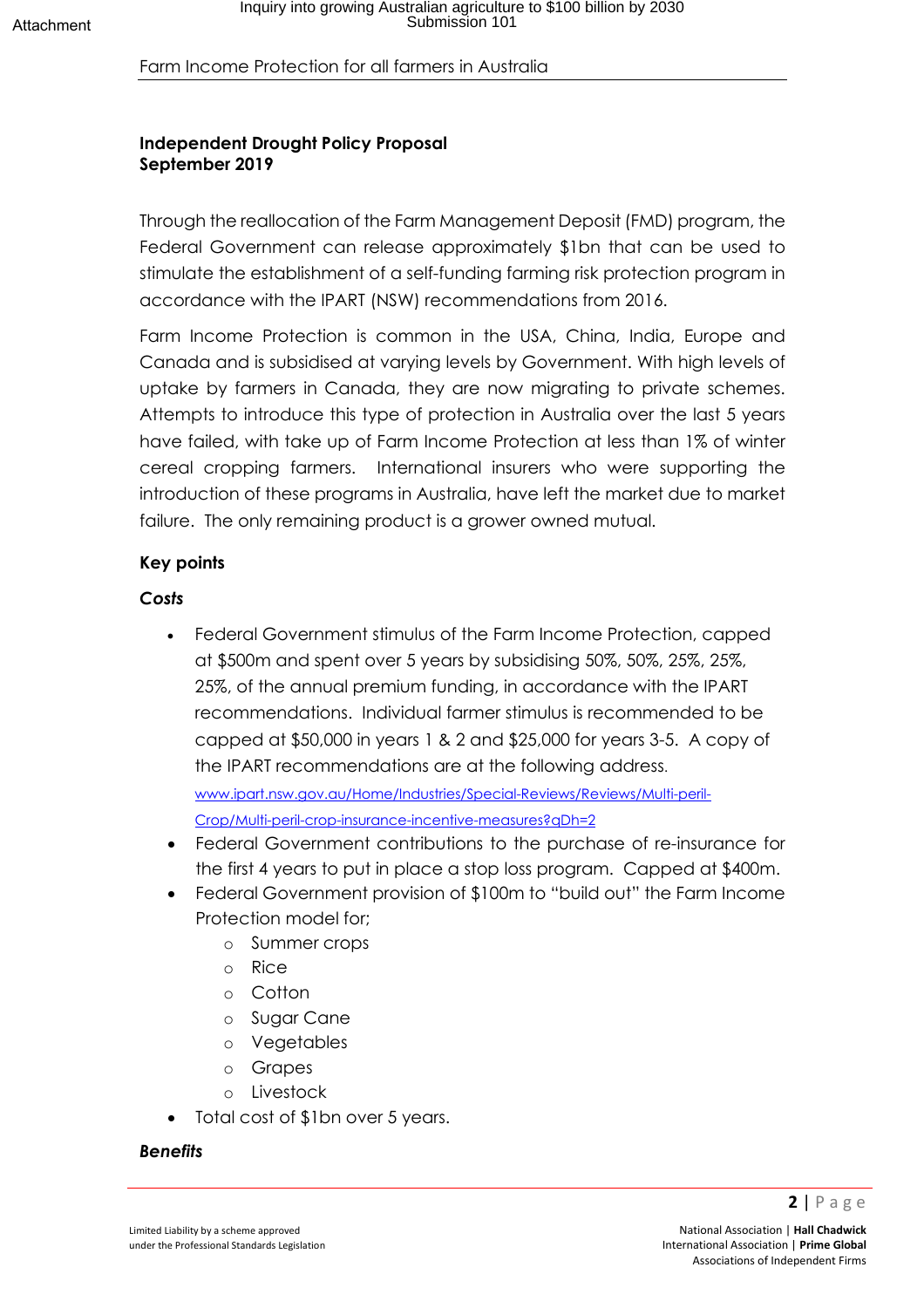## Independent Drought Policy Proposal
## September 2019

Through the reallocation of the Farm Management Deposit (FMD) program, the Federal Government can release approximately $1bn that can be used to stimulate the establishment of a self-funding farming risk protection program in accordance with the IPART (NSW) recommendations from 2016.

Farm Income Protection is common in the USA, China, India, Europe and Canada and is subsidised at varying levels by Government. With high levels of uptake by farmers in Canada, they are now migrating to private schemes. Attempts to introduce this type of protection in Australia over the last 5 years have failed, with take up of Farm Income Protection at less than 1% of winter cereal cropping farmers. International insurers who were supporting the introduction of these programs in Australia, have left the market due to market failure. The only remaining product is a grower owned mutual.

### Key points

#### *Costs*

- Federal Government stimulus of the Farm Income Protection, capped at $500m and spent over 5 years by subsidising 50%, 50%, 25%, 25%, 25%, of the annual premium funding, in accordance with the IPART recommendations. Individual farmer stimulus is recommended to be capped at $50,000 in years 1 & 2 and $25,000 for years 3-5. A copy of the IPART recommendations are at the following address.
  www.ipart.nsw.gov.au/Home/Industries/Special-Reviews/Reviews/Multi-peril-Crop/Multi-peril-crop-insurance-incentive-measures?qDh=2
- Federal Government contributions to the purchase of re-insurance for the first 4 years to put in place a stop loss program. Capped at $400m.
- Federal Government provision of $100m to "build out" the Farm Income Protection model for;
  - Summer crops
  - Rice
  - Cotton
  - Sugar Cane
  - Vegetables
  - Grapes
  - Livestock
- Total cost of $1bn over 5 years.

#### *Benefits*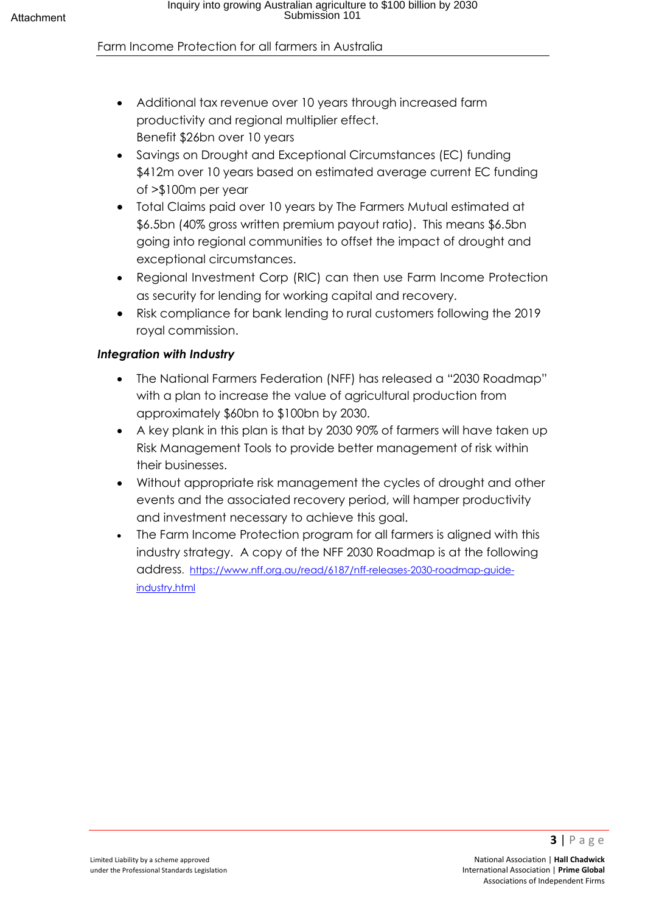- Additional tax revenue over 10 years through increased farm productivity and regional multiplier effect.
  Benefit $26bn over 10 years
- Savings on Drought and Exceptional Circumstances (EC) funding $412m over 10 years based on estimated average current EC funding of >$100m per year
- Total Claims paid over 10 years by The Farmers Mutual estimated at $6.5bn (40% gross written premium payout ratio). This means $6.5bn going into regional communities to offset the impact of drought and exceptional circumstances.
- Regional Investment Corp (RIC) can then use Farm Income Protection as security for lending for working capital and recovery.
- Risk compliance for bank lending to rural customers following the 2019 royal commission.

***Integration with Industry***

- The National Farmers Federation (NFF) has released a "2030 Roadmap" with a plan to increase the value of agricultural production from approximately $60bn to $100bn by 2030.
- A key plank in this plan is that by 2030 90% of farmers will have taken up Risk Management Tools to provide better management of risk within their businesses.
- Without appropriate risk management the cycles of drought and other events and the associated recovery period, will hamper productivity and investment necessary to achieve this goal.
- The Farm Income Protection program for all farmers is aligned with this industry strategy. A copy of the NFF 2030 Roadmap is at the following address. https://www.nff.org.au/read/6187/nff-releases-2030-roadmap-guide-industry.html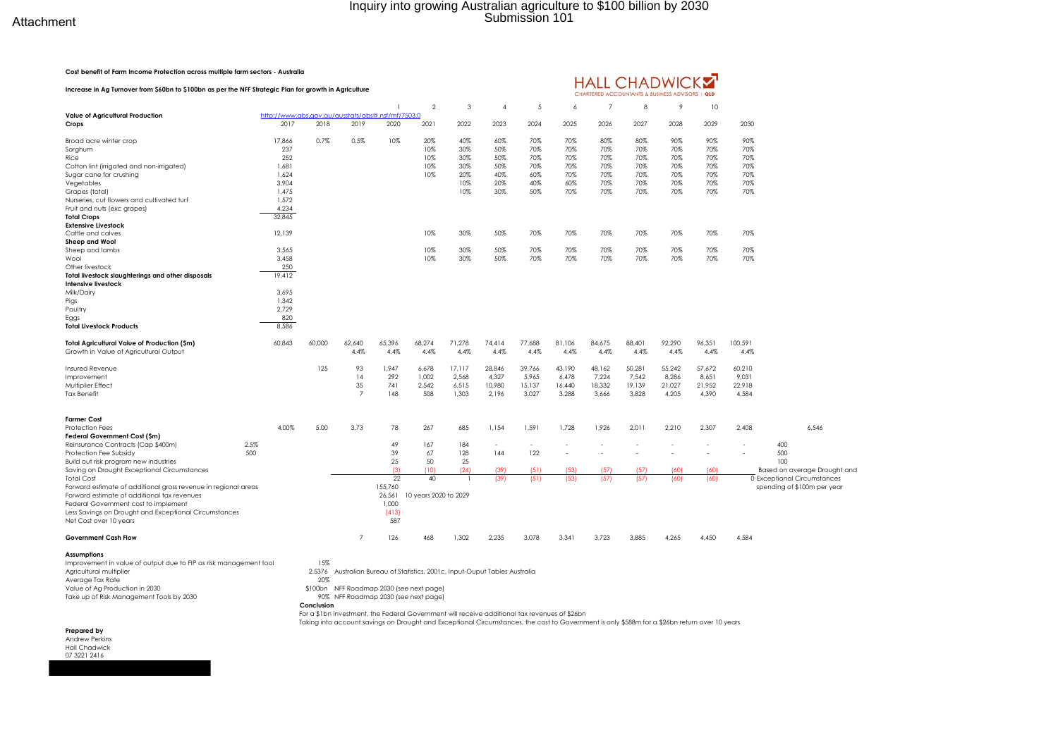Attachment

**Cost benefit of Farm Income Protection across multiple farm sectors - Australia**

**Increase in Ag Turnover from $60bn to $100bn as per the NFF Strategic Plan for growth in Agriculture**

HALL CHADWICK
CHARTERED ACCOUNTANTS & BUSINESS ADVISORS | QLD

| | | | | | | | | | | | | | | | | |
|---|---|---|---|---|---|---|---|---|---|---|---|---|---|---|---|---|
| | | | | | 1 | 2 | 3 | 4 | 5 | 6 | 7 | 8 | 9 | 10 | | |
| **Value of Agricultural Production** | | http://www.abs.gov.au/ausstats/abs@.nsf/mf/7503.0 | | | | | | | | | | | | | | |
| **Crops** | | 2017 | 2018 | 2019 | 2020 | 2021 | 2022 | 2023 | 2024 | 2025 | 2026 | 2027 | 2028 | 2029 | 2030 | |
| Broad acre winter crop | | 17,866 | 0.7% | 0.5% | 10% | 20% | 40% | 60% | 70% | 70% | 80% | 80% | 90% | 90% | 90% | |
| Sorghum | | 237 | | | | 10% | 30% | 50% | 70% | 70% | 70% | 70% | 70% | 70% | 70% | |
| Rice | | 252 | | | | 10% | 30% | 50% | 70% | 70% | 70% | 70% | 70% | 70% | 70% | |
| Cotton lint (irrigated and non-irrigated) | | 1,681 | | | | 10% | 30% | 50% | 70% | 70% | 70% | 70% | 70% | 70% | 70% | |
| Sugar cane for crushing | | 1,624 | | | | 10% | 20% | 40% | 60% | 70% | 70% | 70% | 70% | 70% | 70% | |
| Vegetables | | 3,904 | | | | | 10% | 20% | 40% | 60% | 70% | 70% | 70% | 70% | 70% | |
| Grapes (total) | | 1,475 | | | | | 10% | 30% | 50% | 70% | 70% | 70% | 70% | 70% | 70% | |
| Nurseries, cut flowers and cultivated turf | | 1,572 | | | | | | | | | | | | | | |
| Fruit and nuts (exc grapes) | | 4,234 | | | | | | | | | | | | | | |
| **Total Crops** | | 32,845 | | | | | | | | | | | | | | |
| **Extensive Livestock** | | | | | | | | | | | | | | | | |
| Cattle and calves | | 12,139 | | | | 10% | 30% | 50% | 70% | 70% | 70% | 70% | 70% | 70% | 70% | |
| **Sheep and Wool** | | | | | | | | | | | | | | | | |
| Sheep and lambs | | 3,565 | | | | 10% | 30% | 50% | 70% | 70% | 70% | 70% | 70% | 70% | 70% | |
| Wool | | 3,458 | | | | 10% | 30% | 50% | 70% | 70% | 70% | 70% | 70% | 70% | 70% | |
| Other livestock | | 250 | | | | | | | | | | | | | | |
| **Total livestock slaughterings and other disposals** | | 19,412 | | | | | | | | | | | | | | |
| **Intensive livestock** | | | | | | | | | | | | | | | | |
| Milk/Dairy | | 3,695 | | | | | | | | | | | | | | |
| Pigs | | 1,342 | | | | | | | | | | | | | | |
| Poultry | | 2,729 | | | | | | | | | | | | | | |
| Eggs | | 820 | | | | | | | | | | | | | | |
| **Total Livestock Products** | | 8,586 | | | | | | | | | | | | | | |
| **Total Agricultural Value of Production ($m)** | | 60,843 | 60,000 | 62,640 | 65,396 | 68,274 | 71,278 | 74,414 | 77,688 | 81,106 | 84,675 | 88,401 | 92,290 | 96,351 | 100,591 | |
| Growth in Value of Agricultural Output | | | | 4.4% | 4.4% | 4.4% | 4.4% | 4.4% | 4.4% | 4.4% | 4.4% | 4.4% | 4.4% | 4.4% | 4.4% | |
| Insured Revenue | | | 125 | 93 | 1,947 | 6,678 | 17,117 | 28,846 | 39,766 | 43,190 | 48,162 | 50,281 | 55,242 | 57,672 | 60,210 | |
| Improvement | | | | 14 | 292 | 1,002 | 2,568 | 4,327 | 5,965 | 6,478 | 7,224 | 7,542 | 8,286 | 8,651 | 9,031 | |
| Multiplier Effect | | | | 35 | 741 | 2,542 | 6,515 | 10,980 | 15,137 | 16,440 | 18,332 | 19,139 | 21,027 | 21,952 | 22,918 | |
| Tax Benefit | | | | 7 | 148 | 508 | 1,303 | 2,196 | 3,027 | 3,288 | 3,666 | 3,828 | 4,205 | 4,390 | 4,584 | |
| **Farmer Cost** | | | | | | | | | | | | | | | | |
| Protection Fees | | 4.00% | 5.00 | 3.73 | 78 | 267 | 685 | 1,154 | 1,591 | 1,728 | 1,926 | 2,011 | 2,210 | 2,307 | 2,408 | 6,546 |
| **Federal Government Cost ($m)** | | | | | | | | | | | | | | | | |
| Reinsurance Contracts (Cap $400m) | 2.5% | | | | 49 | 167 | 184 | - | - | - | - | - | - | - | - | 400 |
| Protection Fee Subsidy | 500 | | | | 39 | 67 | 128 | 144 | 122 | - | - | - | - | - | - | 500 |
| Build out risk program new industries | | | | | 25 | 50 | 25 | | | | | | | | | 100 |
| Saving on Drought Exceptional Circumstances | | | | | (3) | (10) | (24) | (39) | (51) | (53) | (57) | (57) | (60) | (60) | | Based on average Drought and |
| Total Cost | | | | | 22 | 40 | 1 | (39) | (51) | (53) | (57) | (57) | (60) | (60) | | 0 Exceptional Circumstances |
| Forward estimate of additional gross revenue in regional areas | | | | | 155,760 | | | | | | | | | | | spending of $100m per year |
| Forward estimate of additional tax revenues | | | | | 26,561 | 10 years 2020 to 2029 | | | | | | | | | | |
| Federal Government cost to implement | | | | | 1,000 | | | | | | | | | | | |
| Less Savings on Drought and Exceptional Circumstances | | | | | (413) | | | | | | | | | | | |
| Net Cost over 10 years | | | | | 587 | | | | | | | | | | | |
| **Government Cash Flow** | | | | 7 | 126 | 468 | 1,302 | 2,235 | 3,078 | 3,341 | 3,723 | 3,885 | 4,265 | 4,450 | 4,584 | |

**Assumptions**

| | | |
|---|---|---|
| Improvement in value of output due to FIP as risk management tool | 15% | |
| Agricultural multiplier | 2.5376 | Australian Bureau of Statistics, 2001c, Input-Ouput Tables Australia |
| Average Tax Rate | 20% | |
| Value of Ag Production in 2030 | $100bn | NFF Roadmap 2030 (see next page) |
| Take up of Risk Management Tools by 2030 | 90% | NFF Roadmap 2030 (see next page) |

**Conclusion**

For a $1bn investment, the Federal Government will receive additional tax revenues of $26bn

Taking into account savings on Drought and Exceptional Circumstances, the cost to Government is only $588m for a $26bn return over 10 years

**Prepared by**

Andrew Perkins
Hall Chadwick
07 3221 2416